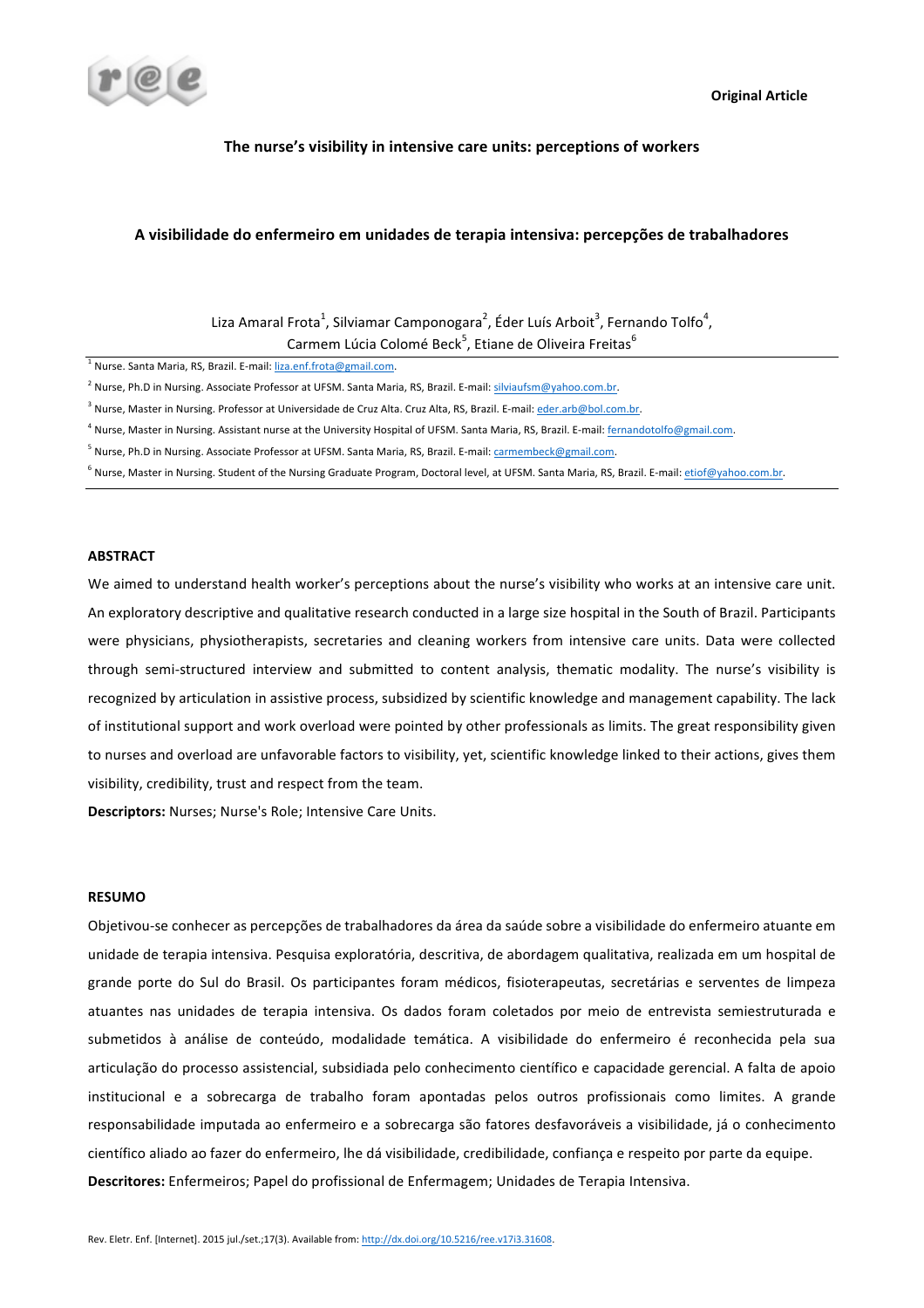Original Article

# The nurse's visibility in intensive care units: perceptions of workers

# A visibilidade do enfermeiro em unidades de terapia intensiva: percepções de trabalhadores

Liza Amaral Frota[1], Silviamar Camponogara[2], Éder Luís Arboit[3], Fernando Tolfo[4], Carmem Lúcia Colomé Beck[5], Etiane de Oliveira Freitas[6]

[1] Nurse. Santa Maria, RS, Brazil. E-mail: liza.enf.frota@gmail.com.

[2] Nurse, Ph.D in Nursing. Associate Professor at UFSM. Santa Maria, RS, Brazil. E-mail: silviaufsm@yahoo.com.br.

[3] Nurse, Master in Nursing. Professor at Universidade de Cruz Alta. Cruz Alta, RS, Brazil. E-mail: eder.arb@bol.com.br.

[4] Nurse, Master in Nursing. Assistant nurse at the University Hospital of UFSM. Santa Maria, RS, Brazil. E-mail: fernandotolfo@gmail.com.

[5] Nurse, Ph.D in Nursing. Associate Professor at UFSM. Santa Maria, RS, Brazil. E-mail: carmembeck@gmail.com.

[6] Nurse, Master in Nursing. Student of the Nursing Graduate Program, Doctoral level, at UFSM. Santa Maria, RS, Brazil. E-mail: etiof@yahoo.com.br.

## ABSTRACT

We aimed to understand health worker's perceptions about the nurse's visibility who works at an intensive care unit. An exploratory descriptive and qualitative research conducted in a large size hospital in the South of Brazil. Participants were physicians, physiotherapists, secretaries and cleaning workers from intensive care units. Data were collected through semi-structured interview and submitted to content analysis, thematic modality. The nurse's visibility is recognized by articulation in assistive process, subsidized by scientific knowledge and management capability. The lack of institutional support and work overload were pointed by other professionals as limits. The great responsibility given to nurses and overload are unfavorable factors to visibility, yet, scientific knowledge linked to their actions, gives them visibility, credibility, trust and respect from the team.

**Descriptors:** Nurses; Nurse's Role; Intensive Care Units.

## RESUMO

Objetivou-se conhecer as percepções de trabalhadores da área da saúde sobre a visibilidade do enfermeiro atuante em unidade de terapia intensiva. Pesquisa exploratória, descritiva, de abordagem qualitativa, realizada em um hospital de grande porte do Sul do Brasil. Os participantes foram médicos, fisioterapeutas, secretárias e serventes de limpeza atuantes nas unidades de terapia intensiva. Os dados foram coletados por meio de entrevista semiestruturada e submetidos à análise de conteúdo, modalidade temática. A visibilidade do enfermeiro é reconhecida pela sua articulação do processo assistencial, subsidiada pelo conhecimento científico e capacidade gerencial. A falta de apoio institucional e a sobrecarga de trabalho foram apontadas pelos outros profissionais como limites. A grande responsabilidade imputada ao enfermeiro e a sobrecarga são fatores desfavoráveis a visibilidade, já o conhecimento científico aliado ao fazer do enfermeiro, lhe dá visibilidade, credibilidade, confiança e respeito por parte da equipe.

**Descritores:** Enfermeiros; Papel do profissional de Enfermagem; Unidades de Terapia Intensiva.

Rev. Eletr. Enf. [Internet]. 2015 jul./set.;17(3). Available from: http://dx.doi.org/10.5216/ree.v17i3.31608.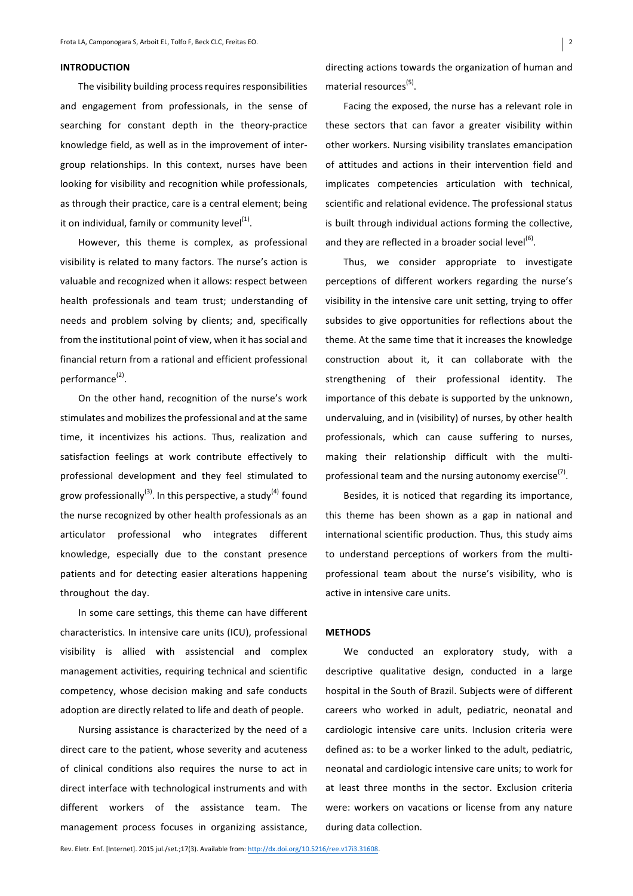## INTRODUCTION

The visibility building process requires responsibilities and engagement from professionals, in the sense of searching for constant depth in the theory-practice knowledge field, as well as in the improvement of inter-group relationships. In this context, nurses have been looking for visibility and recognition while professionals, as through their practice, care is a central element; being it on individual, family or community level[1].

However, this theme is complex, as professional visibility is related to many factors. The nurse's action is valuable and recognized when it allows: respect between health professionals and team trust; understanding of needs and problem solving by clients; and, specifically from the institutional point of view, when it has social and financial return from a rational and efficient professional performance[2].

On the other hand, recognition of the nurse's work stimulates and mobilizes the professional and at the same time, it incentivizes his actions. Thus, realization and satisfaction feelings at work contribute effectively to professional development and they feel stimulated to grow professionally[3]. In this perspective, a study[4] found the nurse recognized by other health professionals as an articulator professional who integrates different knowledge, especially due to the constant presence patients and for detecting easier alterations happening throughout the day.

In some care settings, this theme can have different characteristics. In intensive care units (ICU), professional visibility is allied with assistencial and complex management activities, requiring technical and scientific competency, whose decision making and safe conducts adoption are directly related to life and death of people.

Nursing assistance is characterized by the need of a direct care to the patient, whose severity and acuteness of clinical conditions also requires the nurse to act in direct interface with technological instruments and with different workers of the assistance team. The management process focuses in organizing assistance, directing actions towards the organization of human and material resources[5].

Facing the exposed, the nurse has a relevant role in these sectors that can favor a greater visibility within other workers. Nursing visibility translates emancipation of attitudes and actions in their intervention field and implicates competencies articulation with technical, scientific and relational evidence. The professional status is built through individual actions forming the collective, and they are reflected in a broader social level[6].

Thus, we consider appropriate to investigate perceptions of different workers regarding the nurse's visibility in the intensive care unit setting, trying to offer subsides to give opportunities for reflections about the theme. At the same time that it increases the knowledge construction about it, it can collaborate with the strengthening of their professional identity. The importance of this debate is supported by the unknown, undervaluing, and in (visibility) of nurses, by other health professionals, which can cause suffering to nurses, making their relationship difficult with the multi-professional team and the nursing autonomy exercise[7].

Besides, it is noticed that regarding its importance, this theme has been shown as a gap in national and international scientific production. Thus, this study aims to understand perceptions of workers from the multi-professional team about the nurse's visibility, who is active in intensive care units.

## METHODS

We conducted an exploratory study, with a descriptive qualitative design, conducted in a large hospital in the South of Brazil. Subjects were of different careers who worked in adult, pediatric, neonatal and cardiologic intensive care units. Inclusion criteria were defined as: to be a worker linked to the adult, pediatric, neonatal and cardiologic intensive care units; to work for at least three months in the sector. Exclusion criteria were: workers on vacations or license from any nature during data collection.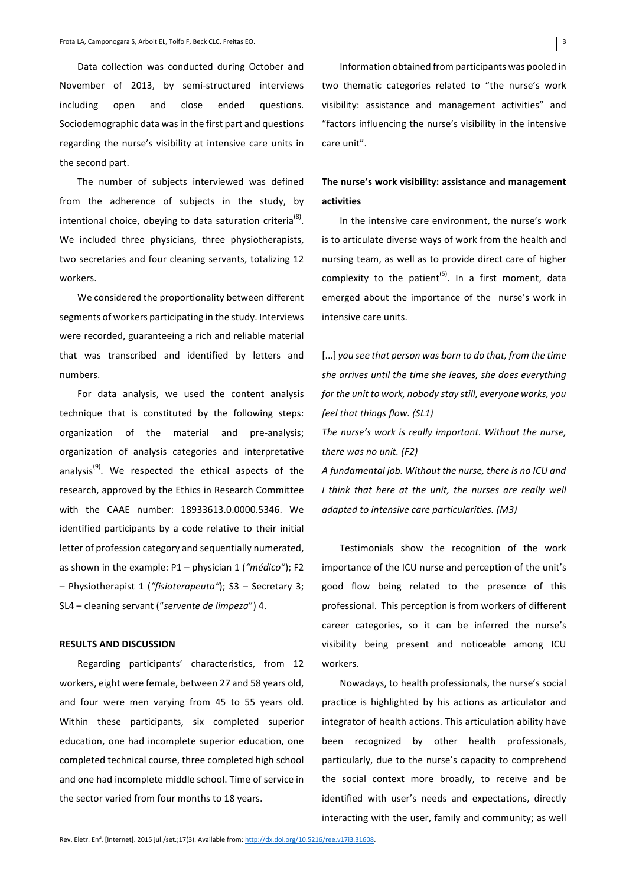Data collection was conducted during October and November of 2013, by semi-structured interviews including open and close ended questions. Sociodemographic data was in the first part and questions regarding the nurse's visibility at intensive care units in the second part.

The number of subjects interviewed was defined from the adherence of subjects in the study, by intentional choice, obeying to data saturation criteria[8]. We included three physicians, three physiotherapists, two secretaries and four cleaning servants, totalizing 12 workers.

We considered the proportionality between different segments of workers participating in the study. Interviews were recorded, guaranteeing a rich and reliable material that was transcribed and identified by letters and numbers.

For data analysis, we used the content analysis technique that is constituted by the following steps: organization of the material and pre-analysis; organization of analysis categories and interpretative analysis[9]. We respected the ethical aspects of the research, approved by the Ethics in Research Committee with the CAAE number: 18933613.0.0000.5346. We identified participants by a code relative to their initial letter of profession category and sequentially numerated, as shown in the example: P1 – physician 1 (*"médico"*); F2 – Physiotherapist 1 (*"fisioterapeuta"*); S3 – Secretary 3; SL4 – cleaning servant ("*servente de limpeza*") 4.

## RESULTS AND DISCUSSION

Regarding participants' characteristics, from 12 workers, eight were female, between 27 and 58 years old, and four were men varying from 45 to 55 years old. Within these participants, six completed superior education, one had incomplete superior education, one completed technical course, three completed high school and one had incomplete middle school. Time of service in the sector varied from four months to 18 years.

Information obtained from participants was pooled in two thematic categories related to "the nurse's work visibility: assistance and management activities" and "factors influencing the nurse's visibility in the intensive care unit".

### The nurse's work visibility: assistance and management activities

In the intensive care environment, the nurse's work is to articulate diverse ways of work from the health and nursing team, as well as to provide direct care of higher complexity to the patient[5]. In a first moment, data emerged about the importance of the nurse's work in intensive care units.

[...] *you see that person was born to do that, from the time she arrives until the time she leaves, she does everything for the unit to work, nobody stay still, everyone works, you feel that things flow. (SL1)*

*The nurse's work is really important. Without the nurse, there was no unit. (F2)*

*A fundamental job. Without the nurse, there is no ICU and I think that here at the unit, the nurses are really well adapted to intensive care particularities. (M3)*

Testimonials show the recognition of the work importance of the ICU nurse and perception of the unit's good flow being related to the presence of this professional. This perception is from workers of different career categories, so it can be inferred the nurse's visibility being present and noticeable among ICU workers.

Nowadays, to health professionals, the nurse's social practice is highlighted by his actions as articulator and integrator of health actions. This articulation ability have been recognized by other health professionals, particularly, due to the nurse's capacity to comprehend the social context more broadly, to receive and be identified with user's needs and expectations, directly interacting with the user, family and community; as well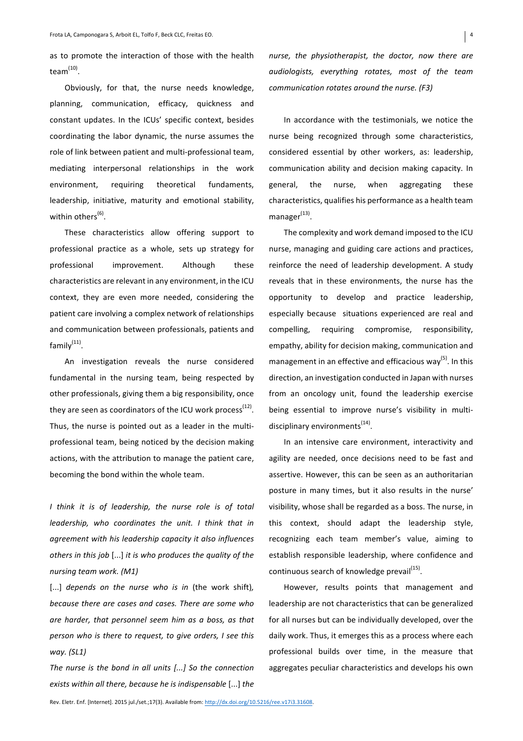as to promote the interaction of those with the health team[10].

Obviously, for that, the nurse needs knowledge, planning, communication, efficacy, quickness and constant updates. In the ICUs' specific context, besides coordinating the labor dynamic, the nurse assumes the role of link between patient and multi-professional team, mediating interpersonal relationships in the work environment, requiring theoretical fundaments, leadership, initiative, maturity and emotional stability, within others[6].

These characteristics allow offering support to professional practice as a whole, sets up strategy for professional improvement. Although these characteristics are relevant in any environment, in the ICU context, they are even more needed, considering the patient care involving a complex network of relationships and communication between professionals, patients and family[11].

An investigation reveals the nurse considered fundamental in the nursing team, being respected by other professionals, giving them a big responsibility, once they are seen as coordinators of the ICU work process[12]. Thus, the nurse is pointed out as a leader in the multi-professional team, being noticed by the decision making actions, with the attribution to manage the patient care, becoming the bond within the whole team.

*I think it is of leadership, the nurse role is of total leadership, who coordinates the unit. I think that in agreement with his leadership capacity it also influences others in this job* [...] *it is who produces the quality of the nursing team work. (M1)*

[...] *depends on the nurse who is in* (the work shift)*, because there are cases and cases. There are some who are harder, that personnel seem him as a boss, as that person who is there to request, to give orders, I see this way. (SL1)*

*The nurse is the bond in all units [...] So the connection exists within all there, because he is indispensable* [...] *the nurse, the physiotherapist, the doctor, now there are audiologists, everything rotates, most of the team communication rotates around the nurse. (F3)*

In accordance with the testimonials, we notice the nurse being recognized through some characteristics, considered essential by other workers, as: leadership, communication ability and decision making capacity. In general, the nurse, when aggregating these characteristics, qualifies his performance as a health team manager[13].

The complexity and work demand imposed to the ICU nurse, managing and guiding care actions and practices, reinforce the need of leadership development. A study reveals that in these environments, the nurse has the opportunity to develop and practice leadership, especially because situations experienced are real and compelling, requiring compromise, responsibility, empathy, ability for decision making, communication and management in an effective and efficacious way[5]. In this direction, an investigation conducted in Japan with nurses from an oncology unit, found the leadership exercise being essential to improve nurse's visibility in multi-disciplinary environments[14].

In an intensive care environment, interactivity and agility are needed, once decisions need to be fast and assertive. However, this can be seen as an authoritarian posture in many times, but it also results in the nurse' visibility, whose shall be regarded as a boss. The nurse, in this context, should adapt the leadership style, recognizing each team member's value, aiming to establish responsible leadership, where confidence and continuous search of knowledge prevail[15].

However, results points that management and leadership are not characteristics that can be generalized for all nurses but can be individually developed, over the daily work. Thus, it emerges this as a process where each professional builds over time, in the measure that aggregates peculiar characteristics and develops his own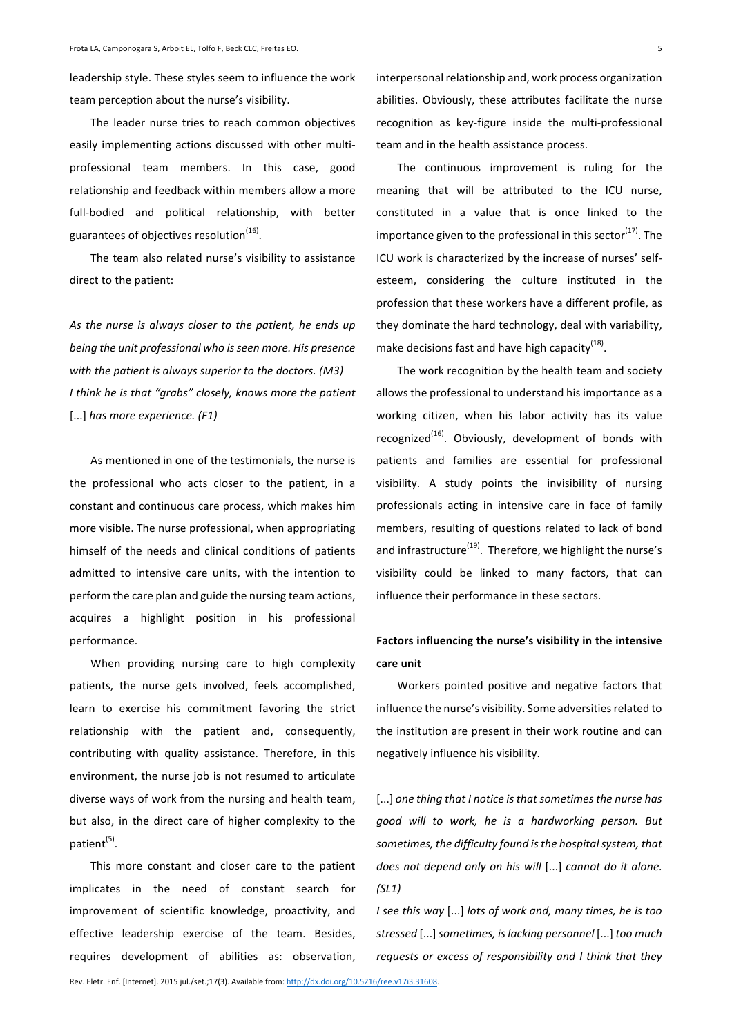leadership style. These styles seem to influence the work team perception about the nurse's visibility.

The leader nurse tries to reach common objectives easily implementing actions discussed with other multi-professional team members. In this case, good relationship and feedback within members allow a more full-bodied and political relationship, with better guarantees of objectives resolution[16].

The team also related nurse's visibility to assistance direct to the patient:

*As the nurse is always closer to the patient, he ends up being the unit professional who is seen more. His presence with the patient is always superior to the doctors. (M3)*
*I think he is that "grabs" closely, knows more the patient* [...] *has more experience. (F1)*

As mentioned in one of the testimonials, the nurse is the professional who acts closer to the patient, in a constant and continuous care process, which makes him more visible. The nurse professional, when appropriating himself of the needs and clinical conditions of patients admitted to intensive care units, with the intention to perform the care plan and guide the nursing team actions, acquires a highlight position in his professional performance.

When providing nursing care to high complexity patients, the nurse gets involved, feels accomplished, learn to exercise his commitment favoring the strict relationship with the patient and, consequently, contributing with quality assistance. Therefore, in this environment, the nurse job is not resumed to articulate diverse ways of work from the nursing and health team, but also, in the direct care of higher complexity to the patient[5].

This more constant and closer care to the patient implicates in the need of constant search for improvement of scientific knowledge, proactivity, and effective leadership exercise of the team. Besides, requires development of abilities as: observation, interpersonal relationship and, work process organization abilities. Obviously, these attributes facilitate the nurse recognition as key-figure inside the multi-professional team and in the health assistance process.

The continuous improvement is ruling for the meaning that will be attributed to the ICU nurse, constituted in a value that is once linked to the importance given to the professional in this sector[17]. The ICU work is characterized by the increase of nurses' self-esteem, considering the culture instituted in the profession that these workers have a different profile, as they dominate the hard technology, deal with variability, make decisions fast and have high capacity[18].

The work recognition by the health team and society allows the professional to understand his importance as a working citizen, when his labor activity has its value recognized[16]. Obviously, development of bonds with patients and families are essential for professional visibility. A study points the invisibility of nursing professionals acting in intensive care in face of family members, resulting of questions related to lack of bond and infrastructure[19]. Therefore, we highlight the nurse's visibility could be linked to many factors, that can influence their performance in these sectors.

### Factors influencing the nurse's visibility in the intensive care unit

Workers pointed positive and negative factors that influence the nurse's visibility. Some adversities related to the institution are present in their work routine and can negatively influence his visibility.

[...] *one thing that I notice is that sometimes the nurse has good will to work, he is a hardworking person. But sometimes, the difficulty found is the hospital system, that does not depend only on his will* [...] *cannot do it alone. (SL1)*
*I see this way* [...] *lots of work and, many times, he is too stressed* [...] *sometimes, is lacking personnel* [...] *too much requests or excess of responsibility and I think that they*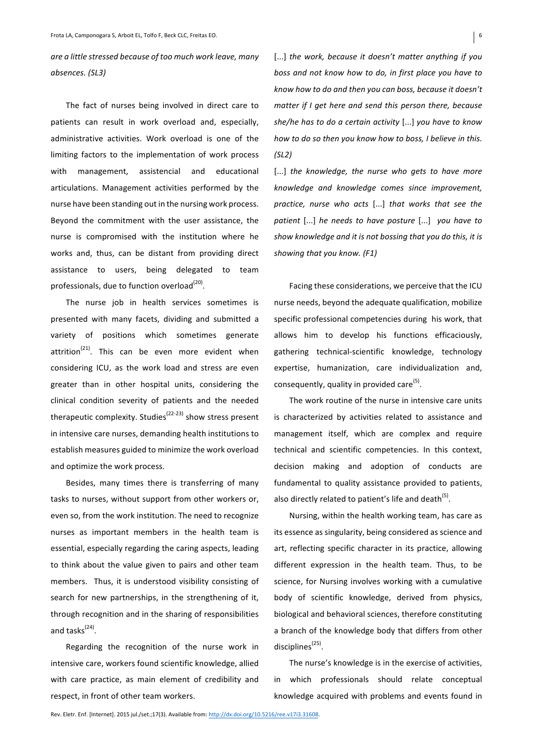*are a little stressed because of too much work leave, many absences. (SL3)*

The fact of nurses being involved in direct care to patients can result in work overload and, especially, administrative activities. Work overload is one of the limiting factors to the implementation of work process with management, assistencial and educational articulations. Management activities performed by the nurse have been standing out in the nursing work process. Beyond the commitment with the user assistance, the nurse is compromised with the institution where he works and, thus, can be distant from providing direct assistance to users, being delegated to team professionals, due to function overload[20].

The nurse job in health services sometimes is presented with many facets, dividing and submitted a variety of positions which sometimes generate attrition[21]. This can be even more evident when considering ICU, as the work load and stress are even greater than in other hospital units, considering the clinical condition severity of patients and the needed therapeutic complexity. Studies[22-23] show stress present in intensive care nurses, demanding health institutions to establish measures guided to minimize the work overload and optimize the work process.

Besides, many times there is transferring of many tasks to nurses, without support from other workers or, even so, from the work institution. The need to recognize nurses as important members in the health team is essential, especially regarding the caring aspects, leading to think about the value given to pairs and other team members. Thus, it is understood visibility consisting of search for new partnerships, in the strengthening of it, through recognition and in the sharing of responsibilities and tasks[24].

Regarding the recognition of the nurse work in intensive care, workers found scientific knowledge, allied with care practice, as main element of credibility and respect, in front of other team workers.

[...] *the work, because it doesn't matter anything if you boss and not know how to do, in first place you have to know how to do and then you can boss, because it doesn't matter if I get here and send this person there, because she/he has to do a certain activity* [...] *you have to know how to do so then you know how to boss, I believe in this. (SL2)*

[...] *the knowledge, the nurse who gets to have more knowledge and knowledge comes since improvement, practice, nurse who acts* [...] *that works that see the patient* [...] *he needs to have posture* [...] *you have to show knowledge and it is not bossing that you do this, it is showing that you know. (F1)*

Facing these considerations, we perceive that the ICU nurse needs, beyond the adequate qualification, mobilize specific professional competencies during his work, that allows him to develop his functions efficaciously, gathering technical-scientific knowledge, technology expertise, humanization, care individualization and, consequently, quality in provided care[5].

The work routine of the nurse in intensive care units is characterized by activities related to assistance and management itself, which are complex and require technical and scientific competencies. In this context, decision making and adoption of conducts are fundamental to quality assistance provided to patients, also directly related to patient's life and death[5].

Nursing, within the health working team, has care as its essence as singularity, being considered as science and art, reflecting specific character in its practice, allowing different expression in the health team. Thus, to be science, for Nursing involves working with a cumulative body of scientific knowledge, derived from physics, biological and behavioral sciences, therefore constituting a branch of the knowledge body that differs from other disciplines[25].

The nurse's knowledge is in the exercise of activities, in which professionals should relate conceptual knowledge acquired with problems and events found in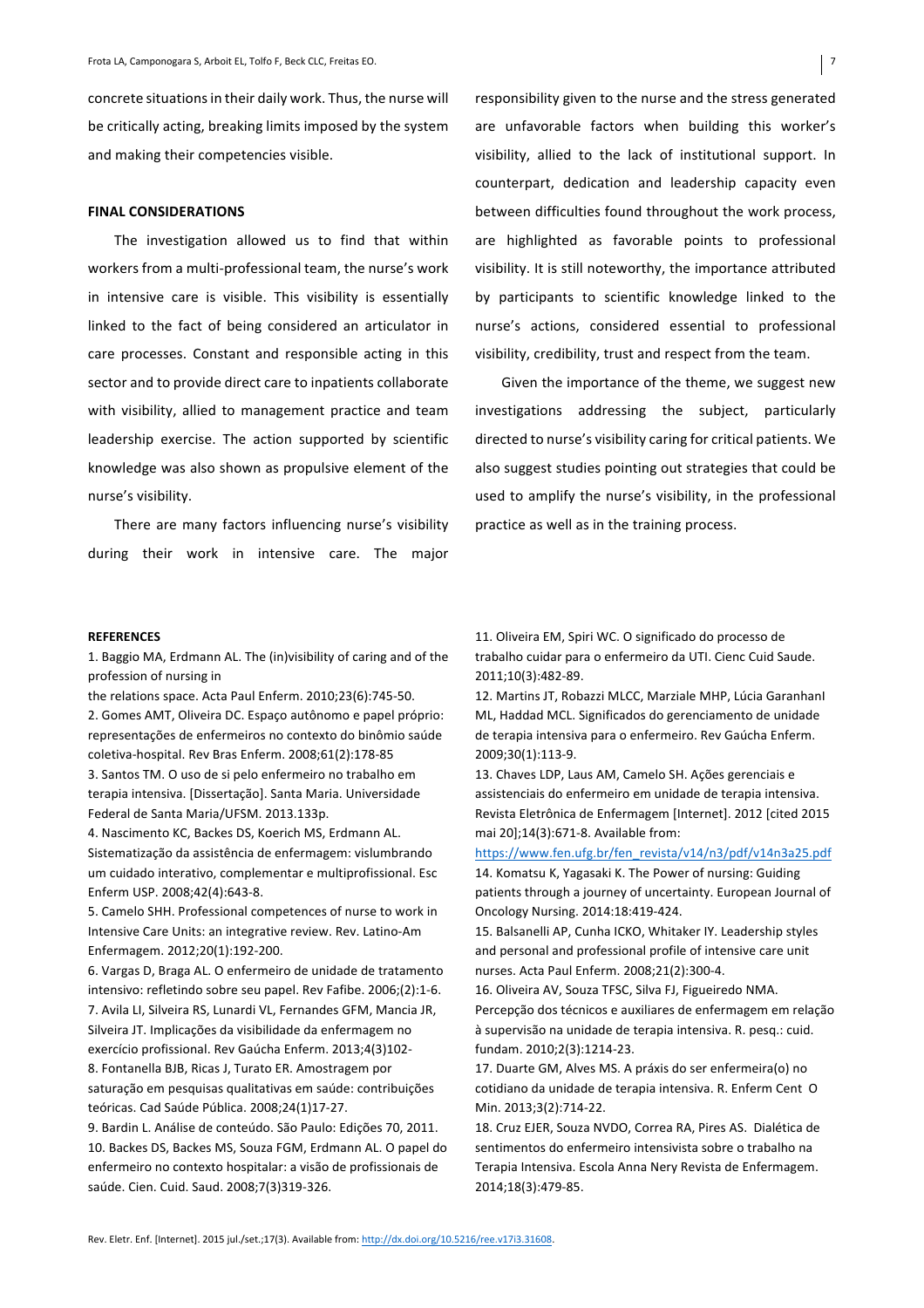concrete situations in their daily work. Thus, the nurse will be critically acting, breaking limits imposed by the system and making their competencies visible.

## FINAL CONSIDERATIONS

The investigation allowed us to find that within workers from a multi-professional team, the nurse's work in intensive care is visible. This visibility is essentially linked to the fact of being considered an articulator in care processes. Constant and responsible acting in this sector and to provide direct care to inpatients collaborate with visibility, allied to management practice and team leadership exercise. The action supported by scientific knowledge was also shown as propulsive element of the nurse's visibility.

There are many factors influencing nurse's visibility during their work in intensive care. The major responsibility given to the nurse and the stress generated are unfavorable factors when building this worker's visibility, allied to the lack of institutional support. In counterpart, dedication and leadership capacity even between difficulties found throughout the work process, are highlighted as favorable points to professional visibility. It is still noteworthy, the importance attributed by participants to scientific knowledge linked to the nurse's actions, considered essential to professional visibility, credibility, trust and respect from the team.

Given the importance of the theme, we suggest new investigations addressing the subject, particularly directed to nurse's visibility caring for critical patients. We also suggest studies pointing out strategies that could be used to amplify the nurse's visibility, in the professional practice as well as in the training process.

## REFERENCES

1. Baggio MA, Erdmann AL. The (in)visibility of caring and of the profession of nursing in the relations space. Acta Paul Enferm. 2010;23(6):745-50.
2. Gomes AMT, Oliveira DC. Espaço autônomo e papel próprio: representações de enfermeiros no contexto do binômio saúde coletiva-hospital. Rev Bras Enferm. 2008;61(2):178-85
3. Santos TM. O uso de si pelo enfermeiro no trabalho em terapia intensiva. [Dissertação]. Santa Maria. Universidade Federal de Santa Maria/UFSM. 2013.133p.
4. Nascimento KC, Backes DS, Koerich MS, Erdmann AL. Sistematização da assistência de enfermagem: vislumbrando um cuidado interativo, complementar e multiprofissional. Esc Enferm USP. 2008;42(4):643-8.
5. Camelo SHH. Professional competences of nurse to work in Intensive Care Units: an integrative review. Rev. Latino-Am Enfermagem. 2012;20(1):192-200.
6. Vargas D, Braga AL. O enfermeiro de unidade de tratamento intensivo: refletindo sobre seu papel. Rev Fafibe. 2006;(2):1-6.
7. Avila LI, Silveira RS, Lunardi VL, Fernandes GFM, Mancia JR, Silveira JT. Implicações da visibilidade da enfermagem no exercício profissional. Rev Gaúcha Enferm. 2013;4(3)102-
8. Fontanella BJB, Ricas J, Turato ER. Amostragem por saturação em pesquisas qualitativas em saúde: contribuições teóricas. Cad Saúde Pública. 2008;24(1)17-27.
9. Bardin L. Análise de conteúdo. São Paulo: Edições 70, 2011.
10. Backes DS, Backes MS, Souza FGM, Erdmann AL. O papel do enfermeiro no contexto hospitalar: a visão de profissionais de saúde. Cien. Cuid. Saud. 2008;7(3)319-326.
11. Oliveira EM, Spiri WC. O significado do processo de trabalho cuidar para o enfermeiro da UTI. Cienc Cuid Saude. 2011;10(3):482-89.
12. Martins JT, Robazzi MLCC, Marziale MHP, Lúcia GaranhanI ML, Haddad MCL. Significados do gerenciamento de unidade de terapia intensiva para o enfermeiro. Rev Gaúcha Enferm. 2009;30(1):113-9.
13. Chaves LDP, Laus AM, Camelo SH. Ações gerenciais e assistenciais do enfermeiro em unidade de terapia intensiva. Revista Eletrônica de Enfermagem [Internet]. 2012 [cited 2015 mai 20];14(3):671-8. Available from: https://www.fen.ufg.br/fen_revista/v14/n3/pdf/v14n3a25.pdf
14. Komatsu K, Yagasaki K. The Power of nursing: Guiding patients through a journey of uncertainty. European Journal of Oncology Nursing. 2014:18:419-424.
15. Balsanelli AP, Cunha ICKO, Whitaker IY. Leadership styles and personal and professional profile of intensive care unit nurses. Acta Paul Enferm. 2008;21(2):300-4.
16. Oliveira AV, Souza TFSC, Silva FJ, Figueiredo NMA. Percepção dos técnicos e auxiliares de enfermagem em relação à supervisão na unidade de terapia intensiva. R. pesq.: cuid. fundam. 2010;2(3):1214-23.
17. Duarte GM, Alves MS. A práxis do ser enfermeira(o) no cotidiano da unidade de terapia intensiva. R. Enferm Cent O Min. 2013;3(2):714-22.
18. Cruz EJER, Souza NVDO, Correa RA, Pires AS. Dialética de sentimentos do enfermeiro intensivista sobre o trabalho na Terapia Intensiva. Escola Anna Nery Revista de Enfermagem. 2014;18(3):479-85.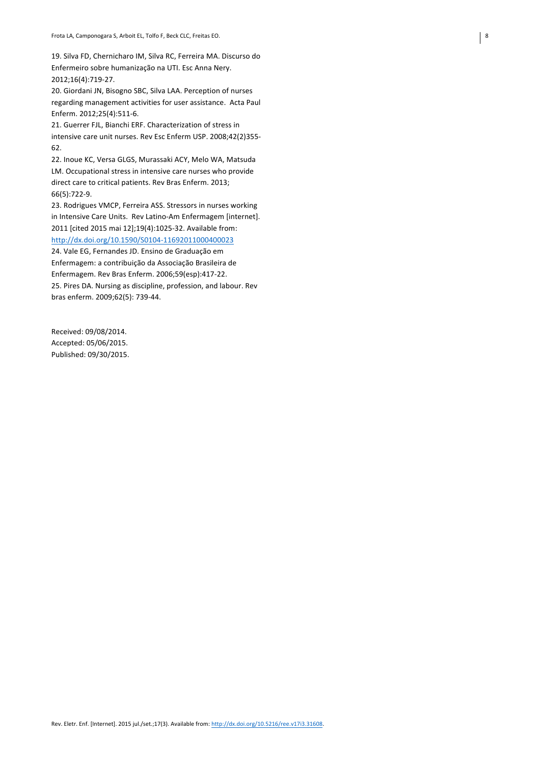19. Silva FD, Chernicharo IM, Silva RC, Ferreira MA. Discurso do Enfermeiro sobre humanização na UTI. Esc Anna Nery. 2012;16(4):719-27.

20. Giordani JN, Bisogno SBC, Silva LAA. Perception of nurses regarding management activities for user assistance. Acta Paul Enferm. 2012;25(4):511-6.

21. Guerrer FJL, Bianchi ERF. Characterization of stress in intensive care unit nurses. Rev Esc Enferm USP. 2008;42(2)355-62.

22. Inoue KC, Versa GLGS, Murassaki ACY, Melo WA, Matsuda LM. Occupational stress in intensive care nurses who provide direct care to critical patients. Rev Bras Enferm. 2013; 66(5):722-9.

23. Rodrigues VMCP, Ferreira ASS. Stressors in nurses working in Intensive Care Units. Rev Latino-Am Enfermagem [internet]. 2011 [cited 2015 mai 12];19(4):1025-32. Available from: http://dx.doi.org/10.1590/S0104-11692011000400023

24. Vale EG, Fernandes JD. Ensino de Graduação em Enfermagem: a contribuição da Associação Brasileira de Enfermagem. Rev Bras Enferm. 2006;59(esp):417-22.

25. Pires DA. Nursing as discipline, profession, and labour. Rev bras enferm. 2009;62(5): 739-44.

Received: 09/08/2014.
Accepted: 05/06/2015.
Published: 09/30/2015.